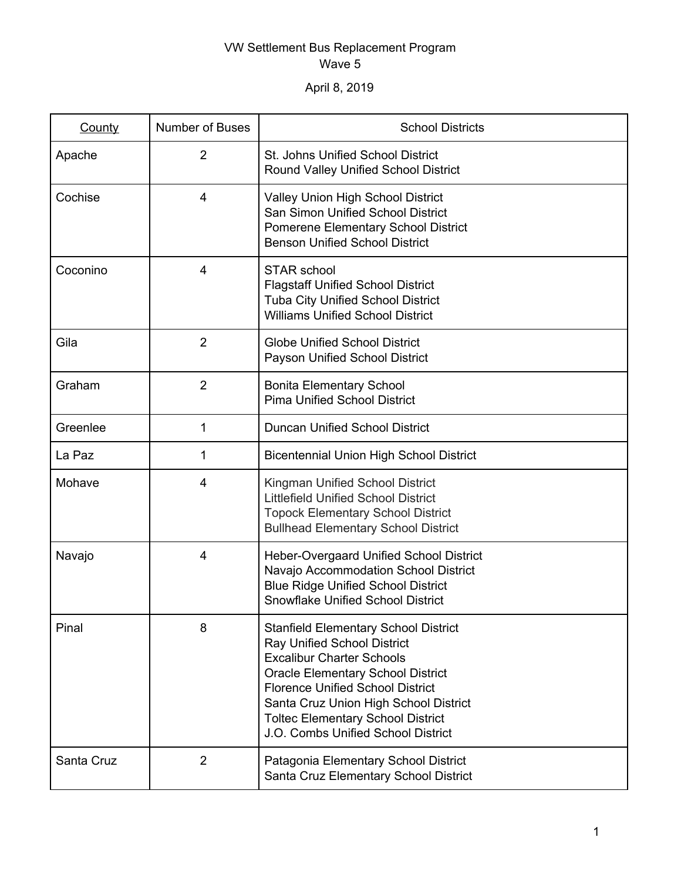VW Settlement Bus Replacement Program
Wave 5

April 8, 2019

| County | Number of Buses | School Districts |
|---|---|---|
| Apache | 2 | St. Johns Unified School District<br>Round Valley Unified School District |
| Cochise | 4 | Valley Union High School District<br>San Simon Unified School District<br>Pomerene Elementary School District<br>Benson Unified School District |
| Coconino | 4 | STAR school<br>Flagstaff Unified School District<br>Tuba City Unified School District<br>Williams Unified School District |
| Gila | 2 | Globe Unified School District<br>Payson Unified School District |
| Graham | 2 | Bonita Elementary School<br>Pima Unified School District |
| Greenlee | 1 | Duncan Unified School District |
| La Paz | 1 | Bicentennial Union High School District |
| Mohave | 4 | Kingman Unified School District<br>Littlefield Unified School District<br>Topock Elementary School District<br>Bullhead Elementary School District |
| Navajo | 4 | Heber-Overgaard Unified School District<br>Navajo Accommodation School District<br>Blue Ridge Unified School District<br>Snowflake Unified School District |
| Pinal | 8 | Stanfield Elementary School District<br>Ray Unified School District<br>Excalibur Charter Schools<br>Oracle Elementary School District<br>Florence Unified School District<br>Santa Cruz Union High School District<br>Toltec Elementary School District<br>J.O. Combs Unified School District |
| Santa Cruz | 2 | Patagonia Elementary School District<br>Santa Cruz Elementary School District |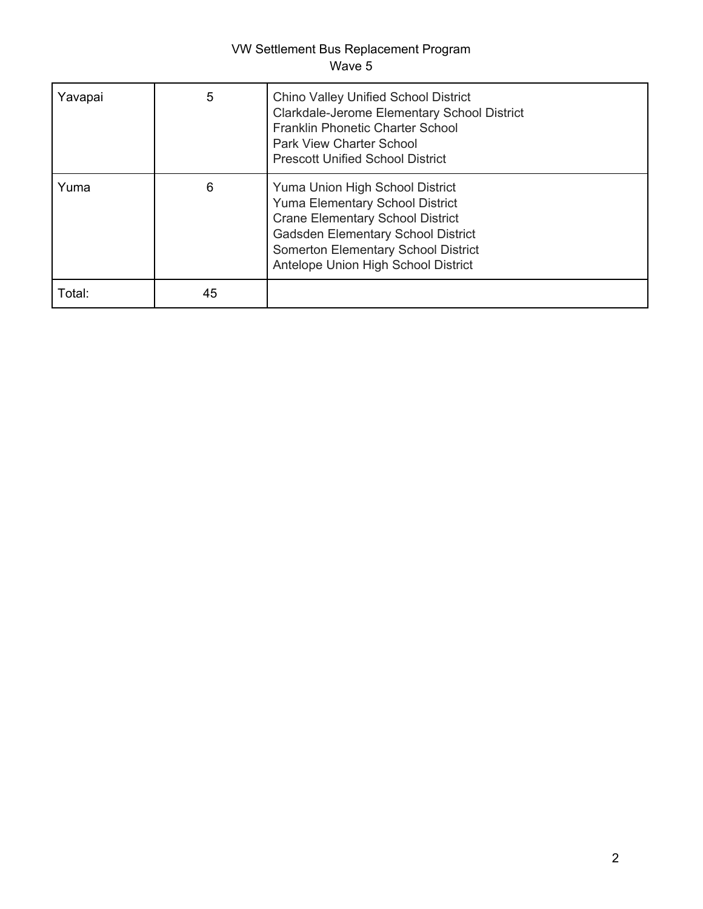| | | |
|---|---|---|
| Yavapai | 5 | Chino Valley Unified School District<br>Clarkdale-Jerome Elementary School District<br>Franklin Phonetic Charter School<br>Park View Charter School<br>Prescott Unified School District |
| Yuma | 6 | Yuma Union High School District<br>Yuma Elementary School District<br>Crane Elementary School District<br>Gadsden Elementary School District<br>Somerton Elementary School District<br>Antelope Union High School District |
| Total: | 45 | |